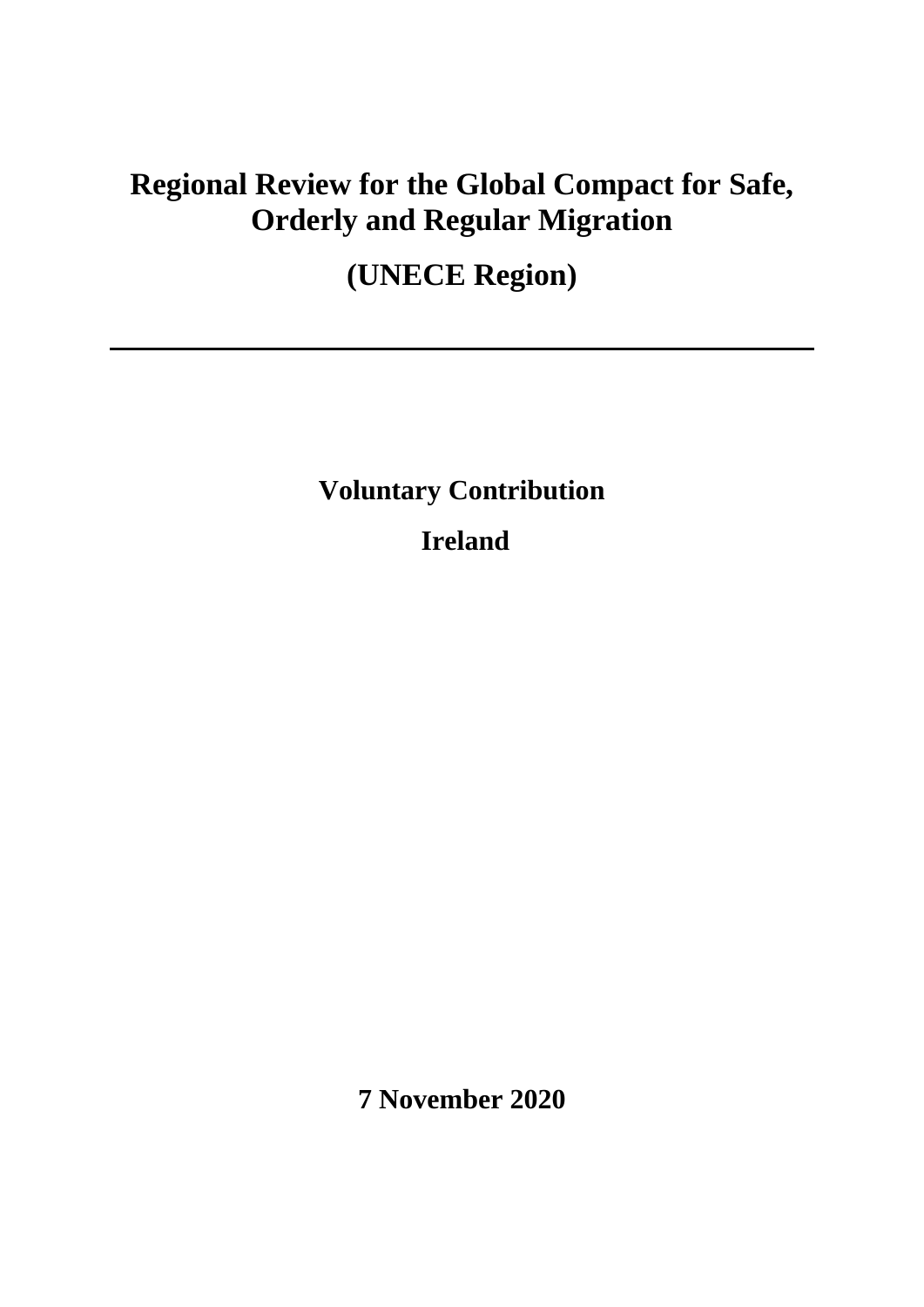# Regional Review for the Global Compact for Safe, Orderly and Regular Migration

# (UNECE Region)

---

**Voluntary Contribution**

**Ireland**

**7 November 2020**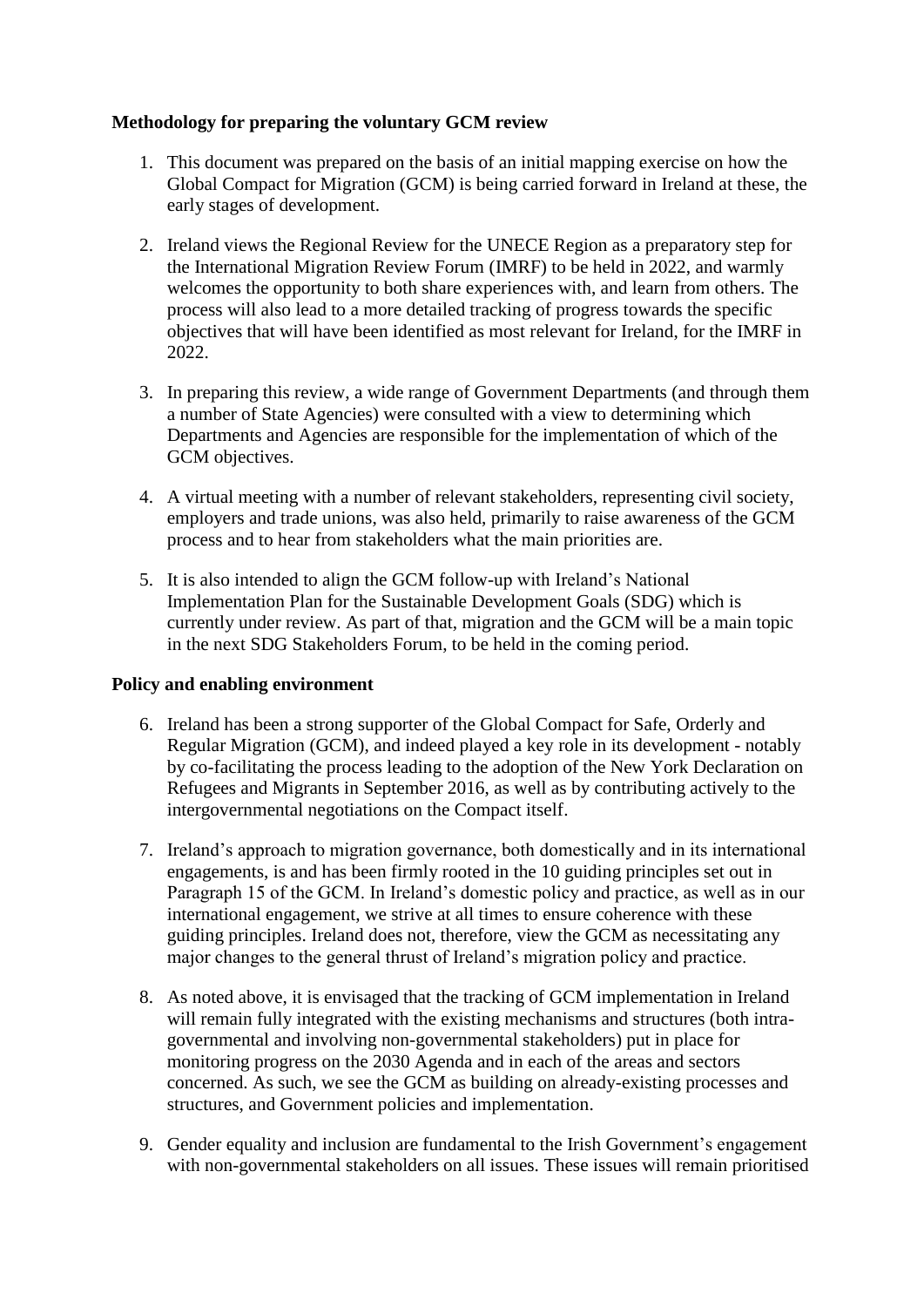**Methodology for preparing the voluntary GCM review**

1. This document was prepared on the basis of an initial mapping exercise on how the Global Compact for Migration (GCM) is being carried forward in Ireland at these, the early stages of development.

2. Ireland views the Regional Review for the UNECE Region as a preparatory step for the International Migration Review Forum (IMRF) to be held in 2022, and warmly welcomes the opportunity to both share experiences with, and learn from others. The process will also lead to a more detailed tracking of progress towards the specific objectives that will have been identified as most relevant for Ireland, for the IMRF in 2022.

3. In preparing this review, a wide range of Government Departments (and through them a number of State Agencies) were consulted with a view to determining which Departments and Agencies are responsible for the implementation of which of the GCM objectives.

4. A virtual meeting with a number of relevant stakeholders, representing civil society, employers and trade unions, was also held, primarily to raise awareness of the GCM process and to hear from stakeholders what the main priorities are.

5. It is also intended to align the GCM follow-up with Ireland's National Implementation Plan for the Sustainable Development Goals (SDG) which is currently under review. As part of that, migration and the GCM will be a main topic in the next SDG Stakeholders Forum, to be held in the coming period.

**Policy and enabling environment**

6. Ireland has been a strong supporter of the Global Compact for Safe, Orderly and Regular Migration (GCM), and indeed played a key role in its development - notably by co-facilitating the process leading to the adoption of the New York Declaration on Refugees and Migrants in September 2016, as well as by contributing actively to the intergovernmental negotiations on the Compact itself.

7. Ireland's approach to migration governance, both domestically and in its international engagements, is and has been firmly rooted in the 10 guiding principles set out in Paragraph 15 of the GCM. In Ireland's domestic policy and practice, as well as in our international engagement, we strive at all times to ensure coherence with these guiding principles. Ireland does not, therefore, view the GCM as necessitating any major changes to the general thrust of Ireland's migration policy and practice.

8. As noted above, it is envisaged that the tracking of GCM implementation in Ireland will remain fully integrated with the existing mechanisms and structures (both intra-governmental and involving non-governmental stakeholders) put in place for monitoring progress on the 2030 Agenda and in each of the areas and sectors concerned. As such, we see the GCM as building on already-existing processes and structures, and Government policies and implementation.

9. Gender equality and inclusion are fundamental to the Irish Government's engagement with non-governmental stakeholders on all issues. These issues will remain prioritised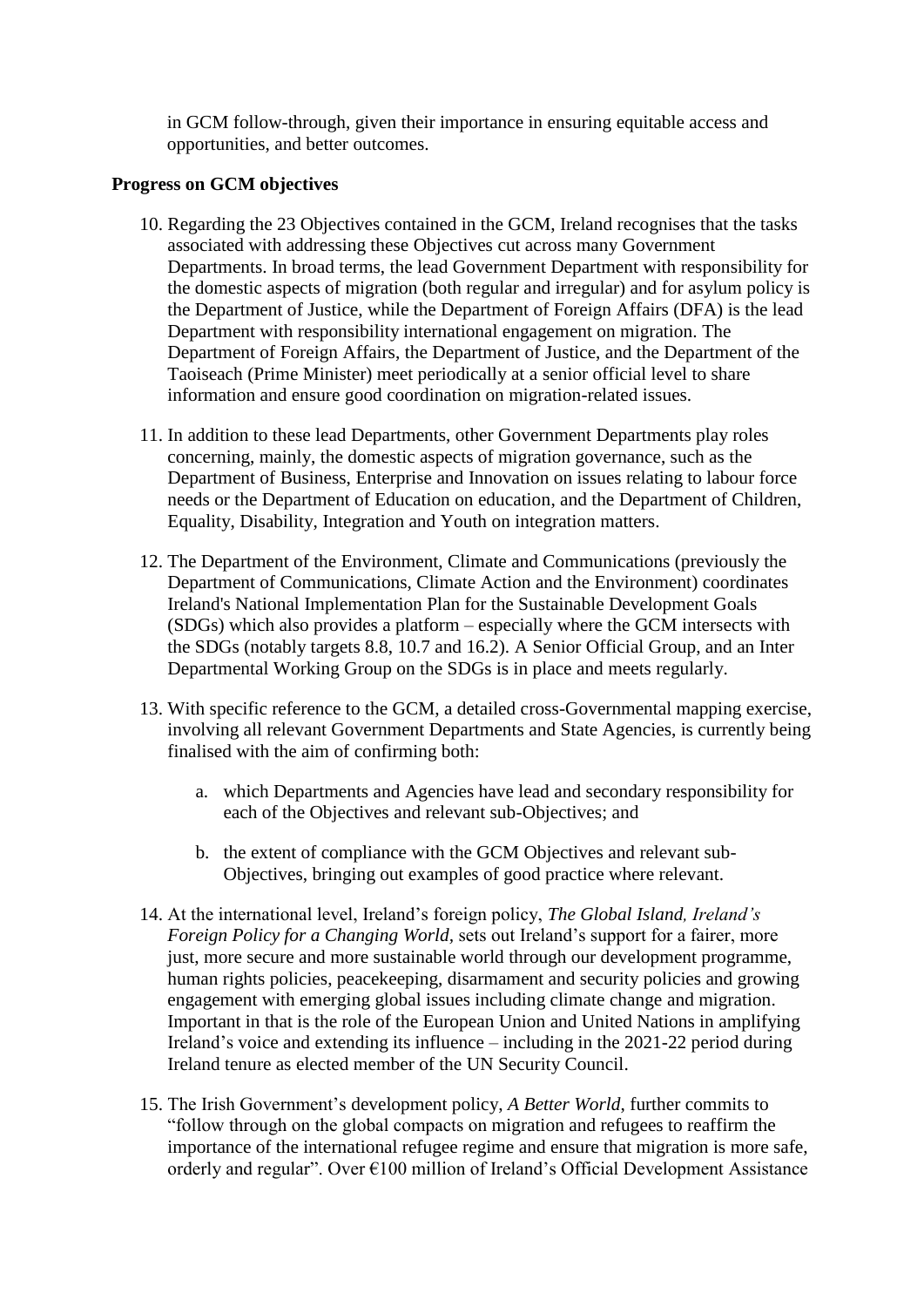in GCM follow-through, given their importance in ensuring equitable access and opportunities, and better outcomes.

**Progress on GCM objectives**

10. Regarding the 23 Objectives contained in the GCM, Ireland recognises that the tasks associated with addressing these Objectives cut across many Government Departments. In broad terms, the lead Government Department with responsibility for the domestic aspects of migration (both regular and irregular) and for asylum policy is the Department of Justice, while the Department of Foreign Affairs (DFA) is the lead Department with responsibility international engagement on migration. The Department of Foreign Affairs, the Department of Justice, and the Department of the Taoiseach (Prime Minister) meet periodically at a senior official level to share information and ensure good coordination on migration-related issues.

11. In addition to these lead Departments, other Government Departments play roles concerning, mainly, the domestic aspects of migration governance, such as the Department of Business, Enterprise and Innovation on issues relating to labour force needs or the Department of Education on education, and the Department of Children, Equality, Disability, Integration and Youth on integration matters.

12. The Department of the Environment, Climate and Communications (previously the Department of Communications, Climate Action and the Environment) coordinates Ireland's National Implementation Plan for the Sustainable Development Goals (SDGs) which also provides a platform – especially where the GCM intersects with the SDGs (notably targets 8.8, 10.7 and 16.2). A Senior Official Group, and an Inter Departmental Working Group on the SDGs is in place and meets regularly.

13. With specific reference to the GCM, a detailed cross-Governmental mapping exercise, involving all relevant Government Departments and State Agencies, is currently being finalised with the aim of confirming both:

    a. which Departments and Agencies have lead and secondary responsibility for each of the Objectives and relevant sub-Objectives; and

    b. the extent of compliance with the GCM Objectives and relevant sub-Objectives, bringing out examples of good practice where relevant.

14. At the international level, Ireland's foreign policy, *The Global Island, Ireland's Foreign Policy for a Changing World*, sets out Ireland's support for a fairer, more just, more secure and more sustainable world through our development programme, human rights policies, peacekeeping, disarmament and security policies and growing engagement with emerging global issues including climate change and migration. Important in that is the role of the European Union and United Nations in amplifying Ireland's voice and extending its influence – including in the 2021-22 period during Ireland tenure as elected member of the UN Security Council.

15. The Irish Government's development policy, *A Better World*, further commits to "follow through on the global compacts on migration and refugees to reaffirm the importance of the international refugee regime and ensure that migration is more safe, orderly and regular". Over €100 million of Ireland's Official Development Assistance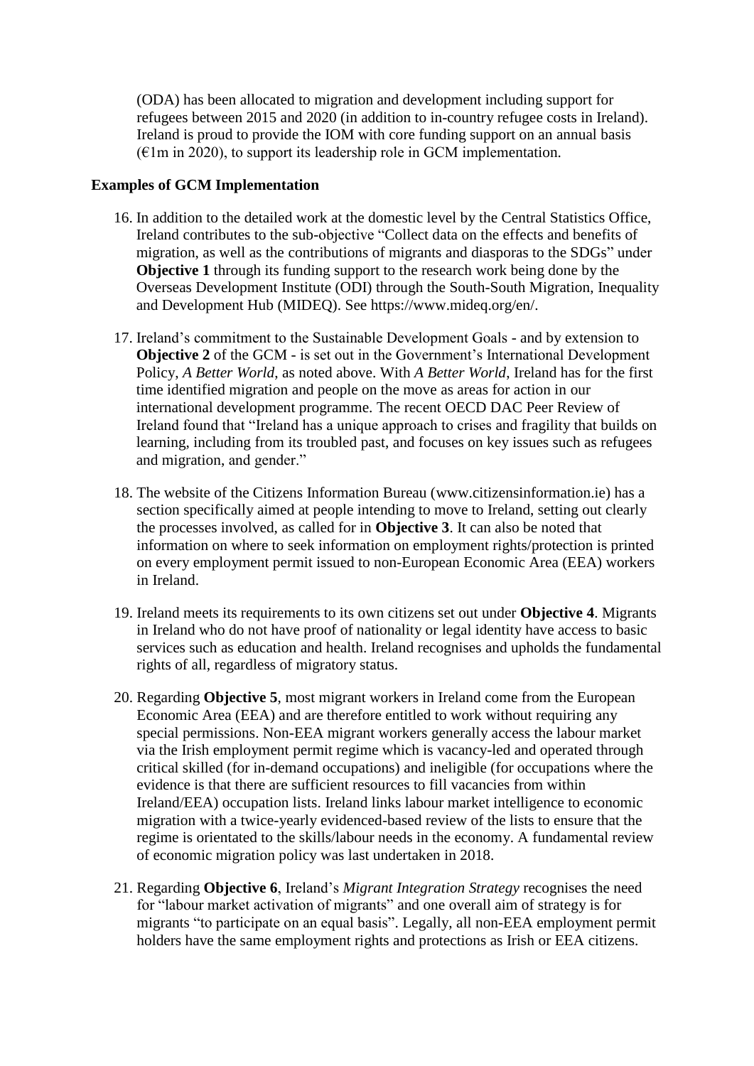(ODA) has been allocated to migration and development including support for refugees between 2015 and 2020 (in addition to in-country refugee costs in Ireland). Ireland is proud to provide the IOM with core funding support on an annual basis (€1m in 2020), to support its leadership role in GCM implementation.

**Examples of GCM Implementation**

16. In addition to the detailed work at the domestic level by the Central Statistics Office, Ireland contributes to the sub-objective "Collect data on the effects and benefits of migration, as well as the contributions of migrants and diasporas to the SDGs" under **Objective 1** through its funding support to the research work being done by the Overseas Development Institute (ODI) through the South-South Migration, Inequality and Development Hub (MIDEQ). See https://www.mideq.org/en/.

17. Ireland's commitment to the Sustainable Development Goals - and by extension to **Objective 2** of the GCM - is set out in the Government's International Development Policy, *A Better World*, as noted above. With *A Better World*, Ireland has for the first time identified migration and people on the move as areas for action in our international development programme. The recent OECD DAC Peer Review of Ireland found that "Ireland has a unique approach to crises and fragility that builds on learning, including from its troubled past, and focuses on key issues such as refugees and migration, and gender."

18. The website of the Citizens Information Bureau (www.citizensinformation.ie) has a section specifically aimed at people intending to move to Ireland, setting out clearly the processes involved, as called for in **Objective 3**. It can also be noted that information on where to seek information on employment rights/protection is printed on every employment permit issued to non-European Economic Area (EEA) workers in Ireland.

19. Ireland meets its requirements to its own citizens set out under **Objective 4**. Migrants in Ireland who do not have proof of nationality or legal identity have access to basic services such as education and health. Ireland recognises and upholds the fundamental rights of all, regardless of migratory status.

20. Regarding **Objective 5**, most migrant workers in Ireland come from the European Economic Area (EEA) and are therefore entitled to work without requiring any special permissions. Non-EEA migrant workers generally access the labour market via the Irish employment permit regime which is vacancy-led and operated through critical skilled (for in-demand occupations) and ineligible (for occupations where the evidence is that there are sufficient resources to fill vacancies from within Ireland/EEA) occupation lists. Ireland links labour market intelligence to economic migration with a twice-yearly evidenced-based review of the lists to ensure that the regime is orientated to the skills/labour needs in the economy. A fundamental review of economic migration policy was last undertaken in 2018.

21. Regarding **Objective 6**, Ireland's *Migrant Integration Strategy* recognises the need for "labour market activation of migrants" and one overall aim of strategy is for migrants "to participate on an equal basis". Legally, all non-EEA employment permit holders have the same employment rights and protections as Irish or EEA citizens.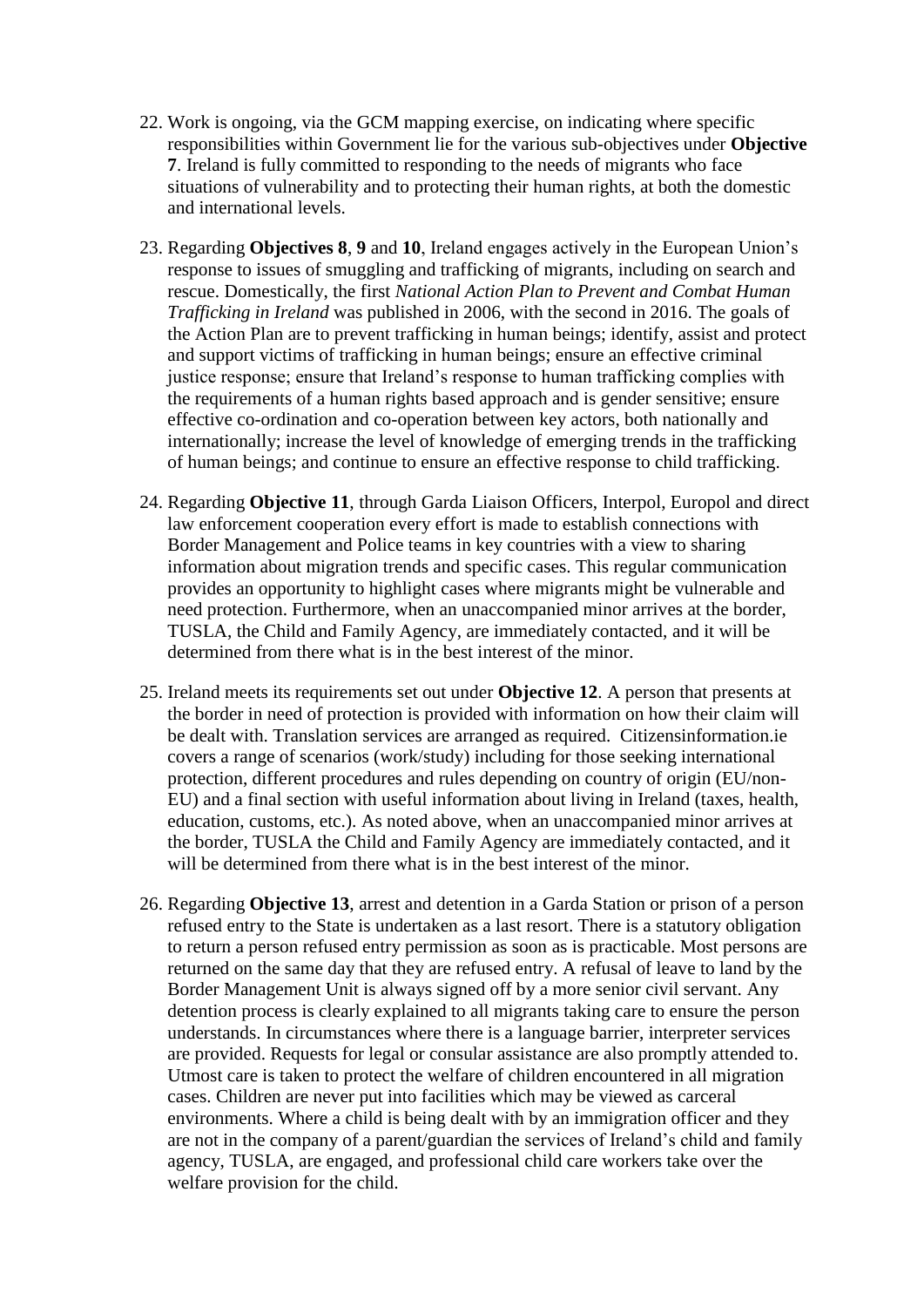22. Work is ongoing, via the GCM mapping exercise, on indicating where specific responsibilities within Government lie for the various sub-objectives under **Objective 7**. Ireland is fully committed to responding to the needs of migrants who face situations of vulnerability and to protecting their human rights, at both the domestic and international levels.

23. Regarding **Objectives 8**, **9** and **10**, Ireland engages actively in the European Union's response to issues of smuggling and trafficking of migrants, including on search and rescue. Domestically, the first *National Action Plan to Prevent and Combat Human Trafficking in Ireland* was published in 2006, with the second in 2016. The goals of the Action Plan are to prevent trafficking in human beings; identify, assist and protect and support victims of trafficking in human beings; ensure an effective criminal justice response; ensure that Ireland's response to human trafficking complies with the requirements of a human rights based approach and is gender sensitive; ensure effective co-ordination and co-operation between key actors, both nationally and internationally; increase the level of knowledge of emerging trends in the trafficking of human beings; and continue to ensure an effective response to child trafficking.

24. Regarding **Objective 11**, through Garda Liaison Officers, Interpol, Europol and direct law enforcement cooperation every effort is made to establish connections with Border Management and Police teams in key countries with a view to sharing information about migration trends and specific cases. This regular communication provides an opportunity to highlight cases where migrants might be vulnerable and need protection. Furthermore, when an unaccompanied minor arrives at the border, TUSLA, the Child and Family Agency, are immediately contacted, and it will be determined from there what is in the best interest of the minor.

25. Ireland meets its requirements set out under **Objective 12**. A person that presents at the border in need of protection is provided with information on how their claim will be dealt with. Translation services are arranged as required. Citizensinformation.ie covers a range of scenarios (work/study) including for those seeking international protection, different procedures and rules depending on country of origin (EU/non-EU) and a final section with useful information about living in Ireland (taxes, health, education, customs, etc.). As noted above, when an unaccompanied minor arrives at the border, TUSLA the Child and Family Agency are immediately contacted, and it will be determined from there what is in the best interest of the minor.

26. Regarding **Objective 13**, arrest and detention in a Garda Station or prison of a person refused entry to the State is undertaken as a last resort. There is a statutory obligation to return a person refused entry permission as soon as is practicable. Most persons are returned on the same day that they are refused entry. A refusal of leave to land by the Border Management Unit is always signed off by a more senior civil servant. Any detention process is clearly explained to all migrants taking care to ensure the person understands. In circumstances where there is a language barrier, interpreter services are provided. Requests for legal or consular assistance are also promptly attended to. Utmost care is taken to protect the welfare of children encountered in all migration cases. Children are never put into facilities which may be viewed as carceral environments. Where a child is being dealt with by an immigration officer and they are not in the company of a parent/guardian the services of Ireland's child and family agency, TUSLA, are engaged, and professional child care workers take over the welfare provision for the child.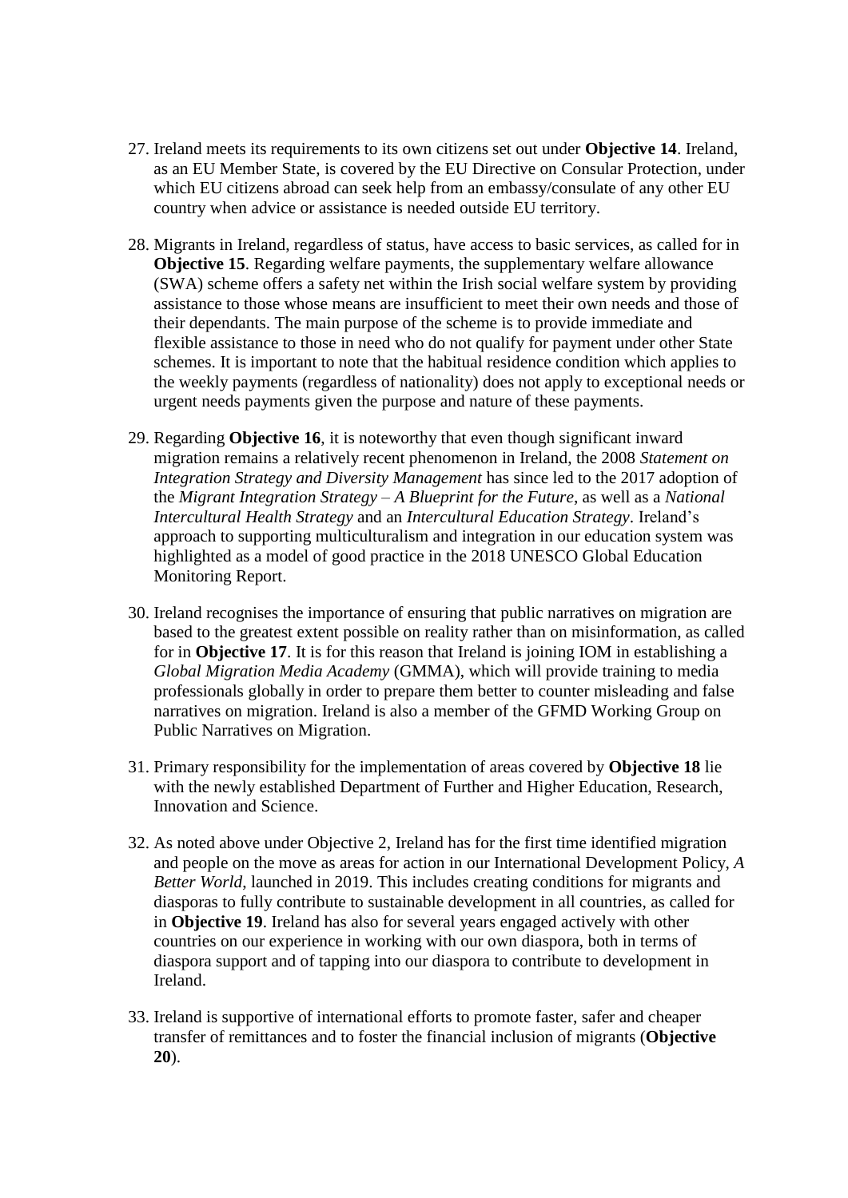27. Ireland meets its requirements to its own citizens set out under **Objective 14**. Ireland, as an EU Member State, is covered by the EU Directive on Consular Protection, under which EU citizens abroad can seek help from an embassy/consulate of any other EU country when advice or assistance is needed outside EU territory.

28. Migrants in Ireland, regardless of status, have access to basic services, as called for in **Objective 15**. Regarding welfare payments, the supplementary welfare allowance (SWA) scheme offers a safety net within the Irish social welfare system by providing assistance to those whose means are insufficient to meet their own needs and those of their dependants. The main purpose of the scheme is to provide immediate and flexible assistance to those in need who do not qualify for payment under other State schemes. It is important to note that the habitual residence condition which applies to the weekly payments (regardless of nationality) does not apply to exceptional needs or urgent needs payments given the purpose and nature of these payments.

29. Regarding **Objective 16**, it is noteworthy that even though significant inward migration remains a relatively recent phenomenon in Ireland, the 2008 *Statement on Integration Strategy and Diversity Management* has since led to the 2017 adoption of the *Migrant Integration Strategy – A Blueprint for the Future*, as well as a *National Intercultural Health Strategy* and an *Intercultural Education Strategy*. Ireland's approach to supporting multiculturalism and integration in our education system was highlighted as a model of good practice in the 2018 UNESCO Global Education Monitoring Report.

30. Ireland recognises the importance of ensuring that public narratives on migration are based to the greatest extent possible on reality rather than on misinformation, as called for in **Objective 17**. It is for this reason that Ireland is joining IOM in establishing a *Global Migration Media Academy* (GMMA), which will provide training to media professionals globally in order to prepare them better to counter misleading and false narratives on migration. Ireland is also a member of the GFMD Working Group on Public Narratives on Migration.

31. Primary responsibility for the implementation of areas covered by **Objective 18** lie with the newly established Department of Further and Higher Education, Research, Innovation and Science.

32. As noted above under Objective 2, Ireland has for the first time identified migration and people on the move as areas for action in our International Development Policy, *A Better World*, launched in 2019. This includes creating conditions for migrants and diasporas to fully contribute to sustainable development in all countries, as called for in **Objective 19**. Ireland has also for several years engaged actively with other countries on our experience in working with our own diaspora, both in terms of diaspora support and of tapping into our diaspora to contribute to development in Ireland.

33. Ireland is supportive of international efforts to promote faster, safer and cheaper transfer of remittances and to foster the financial inclusion of migrants (**Objective 20**).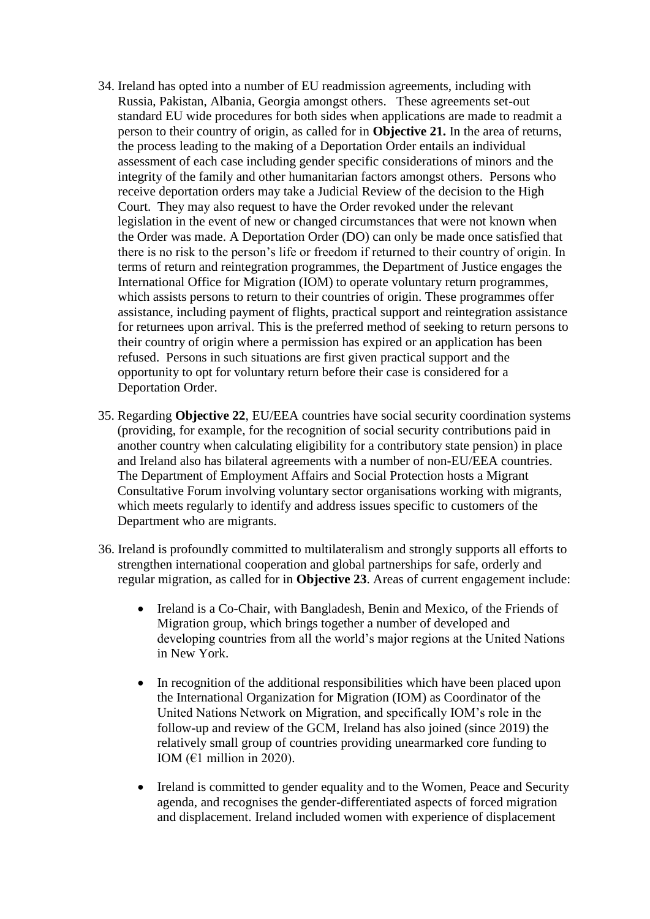34. Ireland has opted into a number of EU readmission agreements, including with Russia, Pakistan, Albania, Georgia amongst others. These agreements set-out standard EU wide procedures for both sides when applications are made to readmit a person to their country of origin, as called for in **Objective 21.** In the area of returns, the process leading to the making of a Deportation Order entails an individual assessment of each case including gender specific considerations of minors and the integrity of the family and other humanitarian factors amongst others. Persons who receive deportation orders may take a Judicial Review of the decision to the High Court. They may also request to have the Order revoked under the relevant legislation in the event of new or changed circumstances that were not known when the Order was made. A Deportation Order (DO) can only be made once satisfied that there is no risk to the person's life or freedom if returned to their country of origin. In terms of return and reintegration programmes, the Department of Justice engages the International Office for Migration (IOM) to operate voluntary return programmes, which assists persons to return to their countries of origin. These programmes offer assistance, including payment of flights, practical support and reintegration assistance for returnees upon arrival. This is the preferred method of seeking to return persons to their country of origin where a permission has expired or an application has been refused. Persons in such situations are first given practical support and the opportunity to opt for voluntary return before their case is considered for a Deportation Order.

35. Regarding **Objective 22**, EU/EEA countries have social security coordination systems (providing, for example, for the recognition of social security contributions paid in another country when calculating eligibility for a contributory state pension) in place and Ireland also has bilateral agreements with a number of non-EU/EEA countries. The Department of Employment Affairs and Social Protection hosts a Migrant Consultative Forum involving voluntary sector organisations working with migrants, which meets regularly to identify and address issues specific to customers of the Department who are migrants.

36. Ireland is profoundly committed to multilateralism and strongly supports all efforts to strengthen international cooperation and global partnerships for safe, orderly and regular migration, as called for in **Objective 23**. Areas of current engagement include:

    - Ireland is a Co-Chair, with Bangladesh, Benin and Mexico, of the Friends of Migration group, which brings together a number of developed and developing countries from all the world's major regions at the United Nations in New York.

    - In recognition of the additional responsibilities which have been placed upon the International Organization for Migration (IOM) as Coordinator of the United Nations Network on Migration, and specifically IOM's role in the follow-up and review of the GCM, Ireland has also joined (since 2019) the relatively small group of countries providing unearmarked core funding to IOM (€1 million in 2020).

    - Ireland is committed to gender equality and to the Women, Peace and Security agenda, and recognises the gender-differentiated aspects of forced migration and displacement. Ireland included women with experience of displacement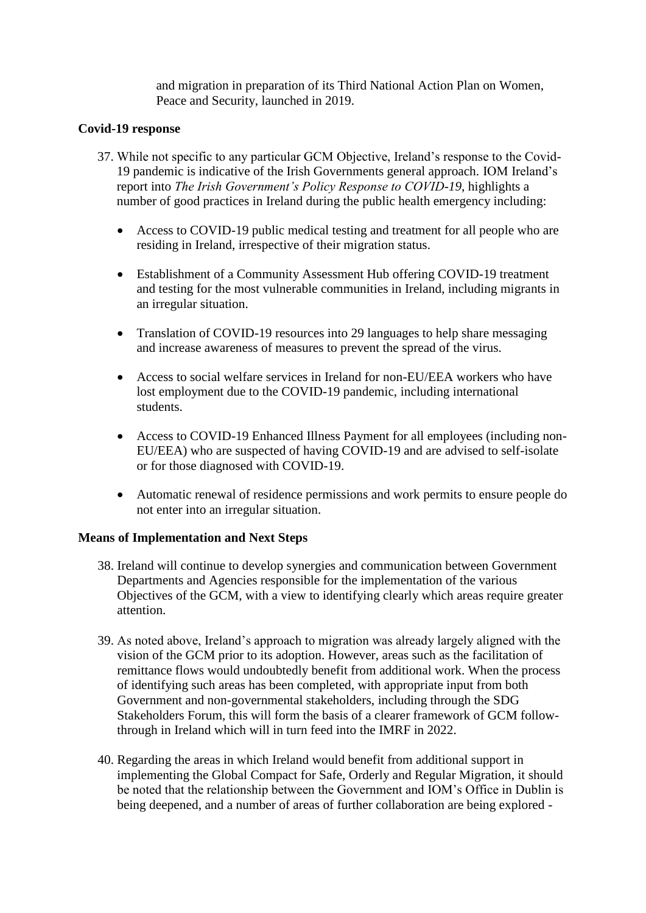and migration in preparation of its Third National Action Plan on Women, Peace and Security, launched in 2019.

**Covid-19 response**

37. While not specific to any particular GCM Objective, Ireland's response to the Covid-19 pandemic is indicative of the Irish Governments general approach. IOM Ireland's report into *The Irish Government's Policy Response to COVID-19*, highlights a number of good practices in Ireland during the public health emergency including:

    - Access to COVID-19 public medical testing and treatment for all people who are residing in Ireland, irrespective of their migration status.
    - Establishment of a Community Assessment Hub offering COVID-19 treatment and testing for the most vulnerable communities in Ireland, including migrants in an irregular situation.
    - Translation of COVID-19 resources into 29 languages to help share messaging and increase awareness of measures to prevent the spread of the virus.
    - Access to social welfare services in Ireland for non-EU/EEA workers who have lost employment due to the COVID-19 pandemic, including international students.
    - Access to COVID-19 Enhanced Illness Payment for all employees (including non-EU/EEA) who are suspected of having COVID-19 and are advised to self-isolate or for those diagnosed with COVID-19.
    - Automatic renewal of residence permissions and work permits to ensure people do not enter into an irregular situation.

**Means of Implementation and Next Steps**

38. Ireland will continue to develop synergies and communication between Government Departments and Agencies responsible for the implementation of the various Objectives of the GCM, with a view to identifying clearly which areas require greater attention.

39. As noted above, Ireland's approach to migration was already largely aligned with the vision of the GCM prior to its adoption. However, areas such as the facilitation of remittance flows would undoubtedly benefit from additional work. When the process of identifying such areas has been completed, with appropriate input from both Government and non-governmental stakeholders, including through the SDG Stakeholders Forum, this will form the basis of a clearer framework of GCM follow-through in Ireland which will in turn feed into the IMRF in 2022.

40. Regarding the areas in which Ireland would benefit from additional support in implementing the Global Compact for Safe, Orderly and Regular Migration, it should be noted that the relationship between the Government and IOM's Office in Dublin is being deepened, and a number of areas of further collaboration are being explored -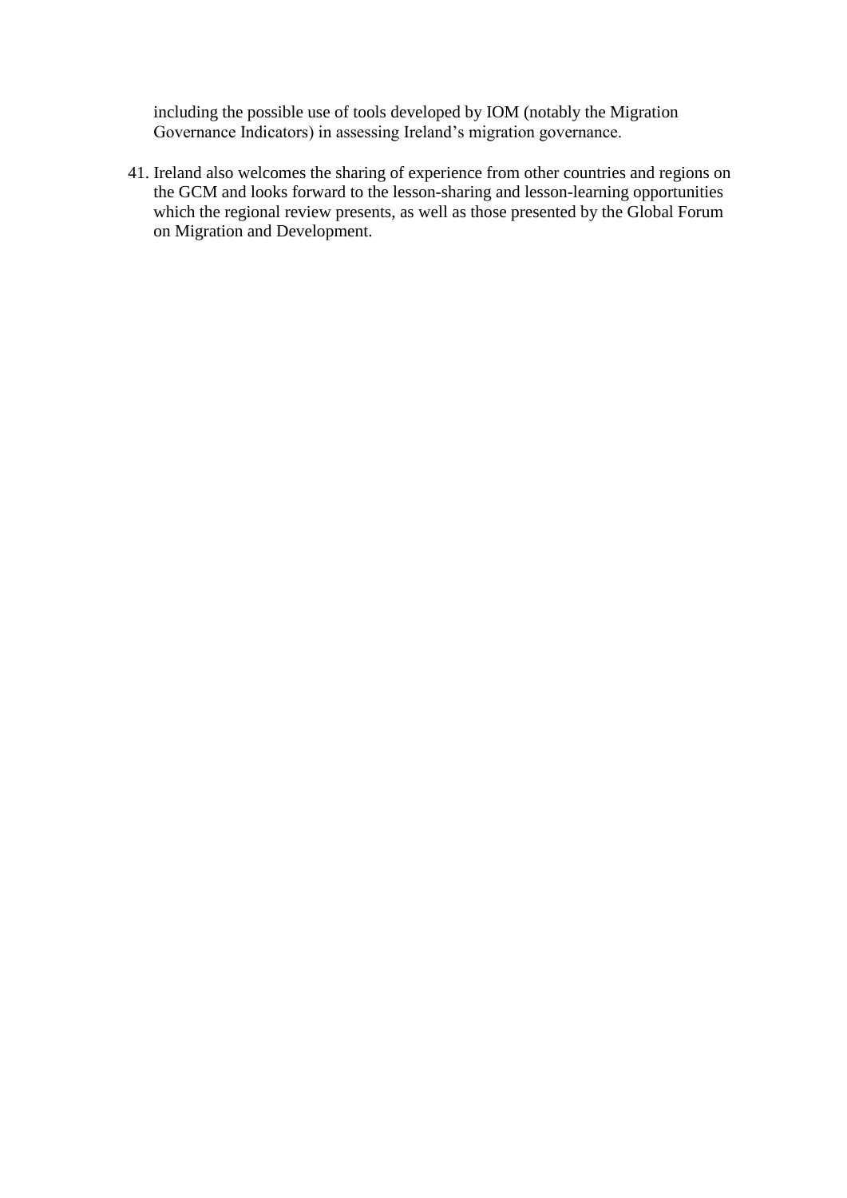including the possible use of tools developed by IOM (notably the Migration Governance Indicators) in assessing Ireland's migration governance.

41. Ireland also welcomes the sharing of experience from other countries and regions on the GCM and looks forward to the lesson-sharing and lesson-learning opportunities which the regional review presents, as well as those presented by the Global Forum on Migration and Development.